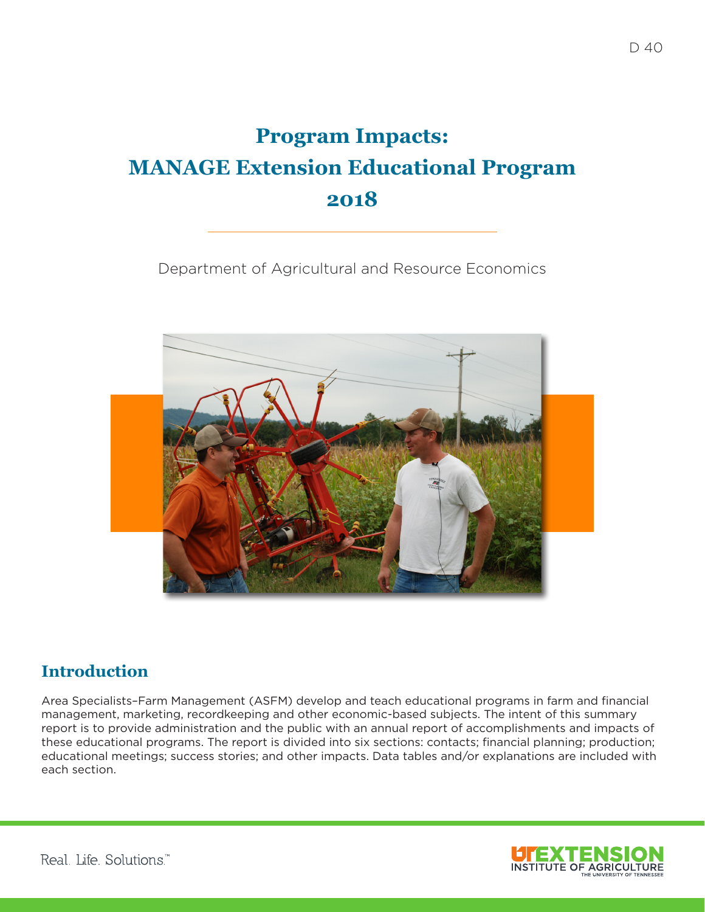D 40

# Program Impacts: MANAGE Extension Educational Program 2018

Department of Agricultural and Resource Economics

## Introduction

Area Specialists–Farm Management (ASFM) develop and teach educational programs in farm and financial management, marketing, recordkeeping and other economic-based subjects. The intent of this summary report is to provide administration and the public with an annual report of accomplishments and impacts of these educational programs. The report is divided into six sections: contacts; financial planning; production; educational meetings; success stories; and other impacts. Data tables and/or explanations are included with each section.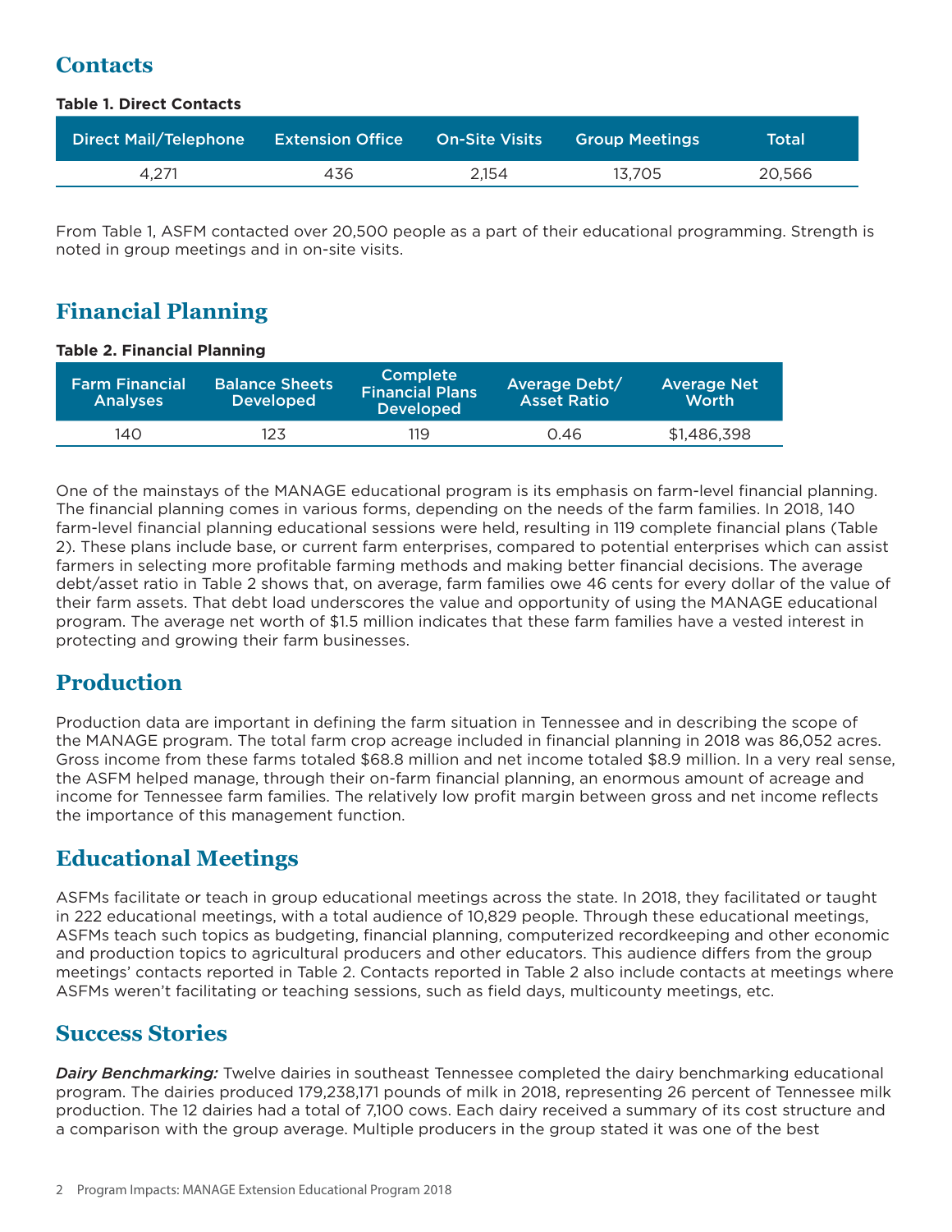## Contacts

**Table 1. Direct Contacts**

| Direct Mail/Telephone | Extension Office | On-Site Visits | Group Meetings | Total |
|---|---|---|---|---|
| 4,271 | 436 | 2,154 | 13,705 | 20,566 |

From Table 1, ASFM contacted over 20,500 people as a part of their educational programming. Strength is noted in group meetings and in on-site visits.

## Financial Planning

**Table 2. Financial Planning**

| Farm Financial Analyses | Balance Sheets Developed | Complete Financial Plans Developed | Average Debt/ Asset Ratio | Average Net Worth |
|---|---|---|---|---|
| 140 | 123 | 119 | 0.46 | $1,486,398 |

One of the mainstays of the MANAGE educational program is its emphasis on farm-level financial planning. The financial planning comes in various forms, depending on the needs of the farm families. In 2018, 140 farm-level financial planning educational sessions were held, resulting in 119 complete financial plans (Table 2). These plans include base, or current farm enterprises, compared to potential enterprises which can assist farmers in selecting more profitable farming methods and making better financial decisions. The average debt/asset ratio in Table 2 shows that, on average, farm families owe 46 cents for every dollar of the value of their farm assets. That debt load underscores the value and opportunity of using the MANAGE educational program. The average net worth of $1.5 million indicates that these farm families have a vested interest in protecting and growing their farm businesses.

## Production

Production data are important in defining the farm situation in Tennessee and in describing the scope of the MANAGE program. The total farm crop acreage included in financial planning in 2018 was 86,052 acres. Gross income from these farms totaled $68.8 million and net income totaled $8.9 million. In a very real sense, the ASFM helped manage, through their on-farm financial planning, an enormous amount of acreage and income for Tennessee farm families. The relatively low profit margin between gross and net income reflects the importance of this management function.

## Educational Meetings

ASFMs facilitate or teach in group educational meetings across the state. In 2018, they facilitated or taught in 222 educational meetings, with a total audience of 10,829 people. Through these educational meetings, ASFMs teach such topics as budgeting, financial planning, computerized recordkeeping and other economic and production topics to agricultural producers and other educators. This audience differs from the group meetings' contacts reported in Table 2. Contacts reported in Table 2 also include contacts at meetings where ASFMs weren't facilitating or teaching sessions, such as field days, multicounty meetings, etc.

## Success Stories

***Dairy Benchmarking:*** Twelve dairies in southeast Tennessee completed the dairy benchmarking educational program. The dairies produced 179,238,171 pounds of milk in 2018, representing 26 percent of Tennessee milk production. The 12 dairies had a total of 7,100 cows. Each dairy received a summary of its cost structure and a comparison with the group average. Multiple producers in the group stated it was one of the best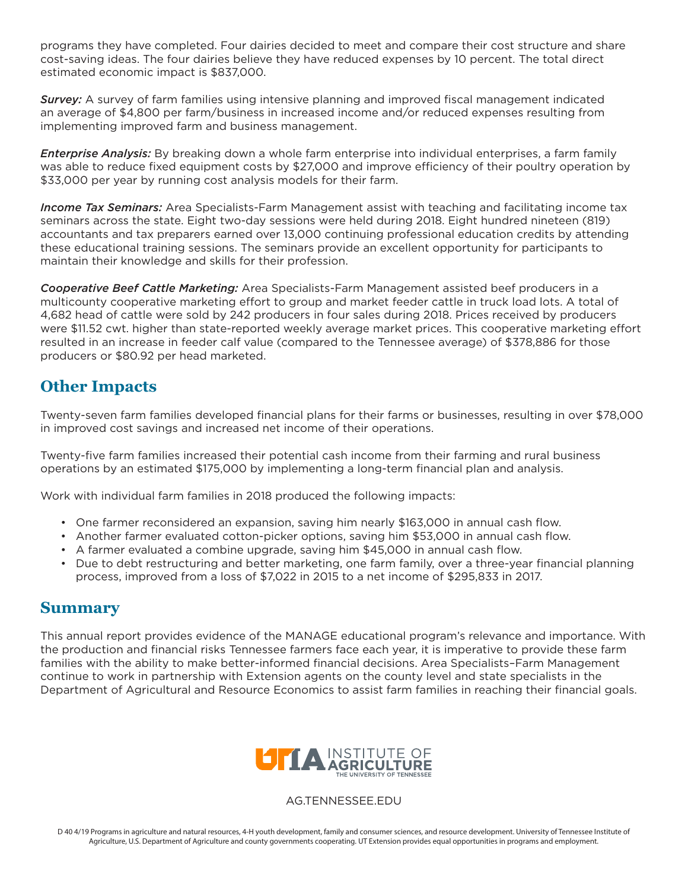programs they have completed. Four dairies decided to meet and compare their cost structure and share cost-saving ideas. The four dairies believe they have reduced expenses by 10 percent. The total direct estimated economic impact is $837,000.

***Survey:*** A survey of farm families using intensive planning and improved fiscal management indicated an average of $4,800 per farm/business in increased income and/or reduced expenses resulting from implementing improved farm and business management.

***Enterprise Analysis:*** By breaking down a whole farm enterprise into individual enterprises, a farm family was able to reduce fixed equipment costs by $27,000 and improve efficiency of their poultry operation by $33,000 per year by running cost analysis models for their farm.

***Income Tax Seminars:*** Area Specialists-Farm Management assist with teaching and facilitating income tax seminars across the state. Eight two-day sessions were held during 2018. Eight hundred nineteen (819) accountants and tax preparers earned over 13,000 continuing professional education credits by attending these educational training sessions. The seminars provide an excellent opportunity for participants to maintain their knowledge and skills for their profession.

***Cooperative Beef Cattle Marketing:*** Area Specialists-Farm Management assisted beef producers in a multicounty cooperative marketing effort to group and market feeder cattle in truck load lots. A total of 4,682 head of cattle were sold by 242 producers in four sales during 2018. Prices received by producers were $11.52 cwt. higher than state-reported weekly average market prices. This cooperative marketing effort resulted in an increase in feeder calf value (compared to the Tennessee average) of $378,886 for those producers or $80.92 per head marketed.

## Other Impacts

Twenty-seven farm families developed financial plans for their farms or businesses, resulting in over $78,000 in improved cost savings and increased net income of their operations.

Twenty-five farm families increased their potential cash income from their farming and rural business operations by an estimated $175,000 by implementing a long-term financial plan and analysis.

Work with individual farm families in 2018 produced the following impacts:

- One farmer reconsidered an expansion, saving him nearly $163,000 in annual cash flow.
- Another farmer evaluated cotton-picker options, saving him $53,000 in annual cash flow.
- A farmer evaluated a combine upgrade, saving him $45,000 in annual cash flow.
- Due to debt restructuring and better marketing, one farm family, over a three-year financial planning process, improved from a loss of $7,022 in 2015 to a net income of $295,833 in 2017.

## Summary

This annual report provides evidence of the MANAGE educational program's relevance and importance. With the production and financial risks Tennessee farmers face each year, it is imperative to provide these farm families with the ability to make better-informed financial decisions. Area Specialists–Farm Management continue to work in partnership with Extension agents on the county level and state specialists in the Department of Agricultural and Resource Economics to assist farm families in reaching their financial goals.

UTIA INSTITUTE OF AGRICULTURE
THE UNIVERSITY OF TENNESSEE

AG.TENNESSEE.EDU

D 40 4/19 Programs in agriculture and natural resources, 4-H youth development, family and consumer sciences, and resource development. University of Tennessee Institute of Agriculture, U.S. Department of Agriculture and county governments cooperating. UT Extension provides equal opportunities in programs and employment.